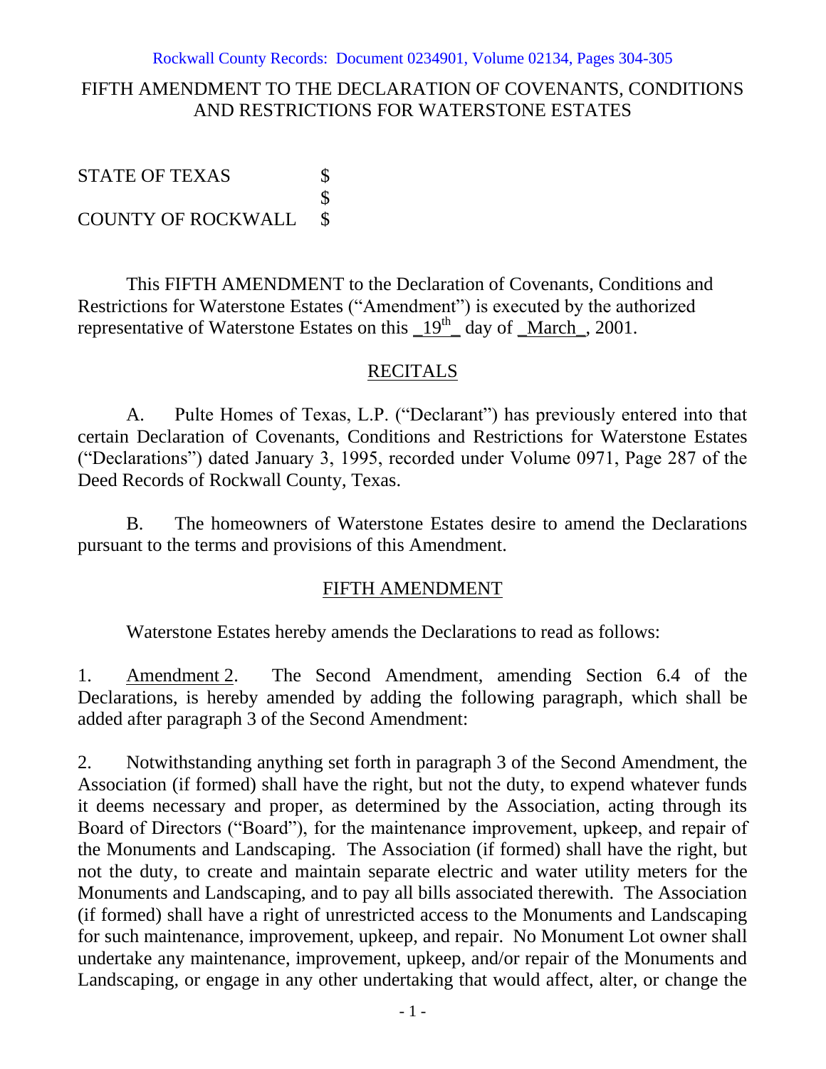Rockwall County Records: Document 0234901, Volume 02134, Pages 304-305

# FIFTH AMENDMENT TO THE DECLARATION OF COVENANTS, CONDITIONS AND RESTRICTIONS FOR WATERSTONE ESTATES

STATE OF TEXAS $
$
COUNTY OF ROCKWALL $

This FIFTH AMENDMENT to the Declaration of Covenants, Conditions and Restrictions for Waterstone Estates ("Amendment") is executed by the authorized representative of Waterstone Estates on this _19th_ day of _March_, 2001.

## RECITALS

A. Pulte Homes of Texas, L.P. ("Declarant") has previously entered into that certain Declaration of Covenants, Conditions and Restrictions for Waterstone Estates ("Declarations") dated January 3, 1995, recorded under Volume 0971, Page 287 of the Deed Records of Rockwall County, Texas.

B. The homeowners of Waterstone Estates desire to amend the Declarations pursuant to the terms and provisions of this Amendment.

## FIFTH AMENDMENT

Waterstone Estates hereby amends the Declarations to read as follows:

1. Amendment 2. The Second Amendment, amending Section 6.4 of the Declarations, is hereby amended by adding the following paragraph, which shall be added after paragraph 3 of the Second Amendment:

2. Notwithstanding anything set forth in paragraph 3 of the Second Amendment, the Association (if formed) shall have the right, but not the duty, to expend whatever funds it deems necessary and proper, as determined by the Association, acting through its Board of Directors ("Board"), for the maintenance improvement, upkeep, and repair of the Monuments and Landscaping. The Association (if formed) shall have the right, but not the duty, to create and maintain separate electric and water utility meters for the Monuments and Landscaping, and to pay all bills associated therewith. The Association (if formed) shall have a right of unrestricted access to the Monuments and Landscaping for such maintenance, improvement, upkeep, and repair. No Monument Lot owner shall undertake any maintenance, improvement, upkeep, and/or repair of the Monuments and Landscaping, or engage in any other undertaking that would affect, alter, or change the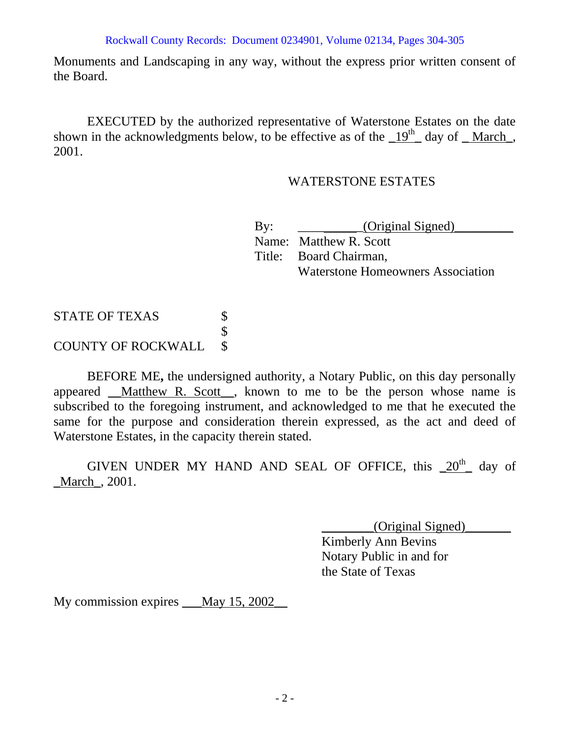Monuments and Landscaping in any way, without the express prior written consent of the Board.

EXECUTED by the authorized representative of Waterstone Estates on the date shown in the acknowledgments below, to be effective as of the _19th_ day of _March_, 2001.

WATERSTONE ESTATES

By: _________(Original Signed)_________
Name: Matthew R. Scott
Title: Board Chairman,
Waterstone Homeowners Association

STATE OF TEXAS $
$
COUNTY OF ROCKWALL $

BEFORE ME, the undersigned authority, a Notary Public, on this day personally appeared __Matthew R. Scott__, known to me to be the person whose name is subscribed to the foregoing instrument, and acknowledged to me that he executed the same for the purpose and consideration therein expressed, as the act and deed of Waterstone Estates, in the capacity therein stated.

GIVEN UNDER MY HAND AND SEAL OF OFFICE, this _20th_ day of _March_, 2001.

________(Original Signed)_______
Kimberly Ann Bevins
Notary Public in and for
the State of Texas

My commission expires ___May 15, 2002__